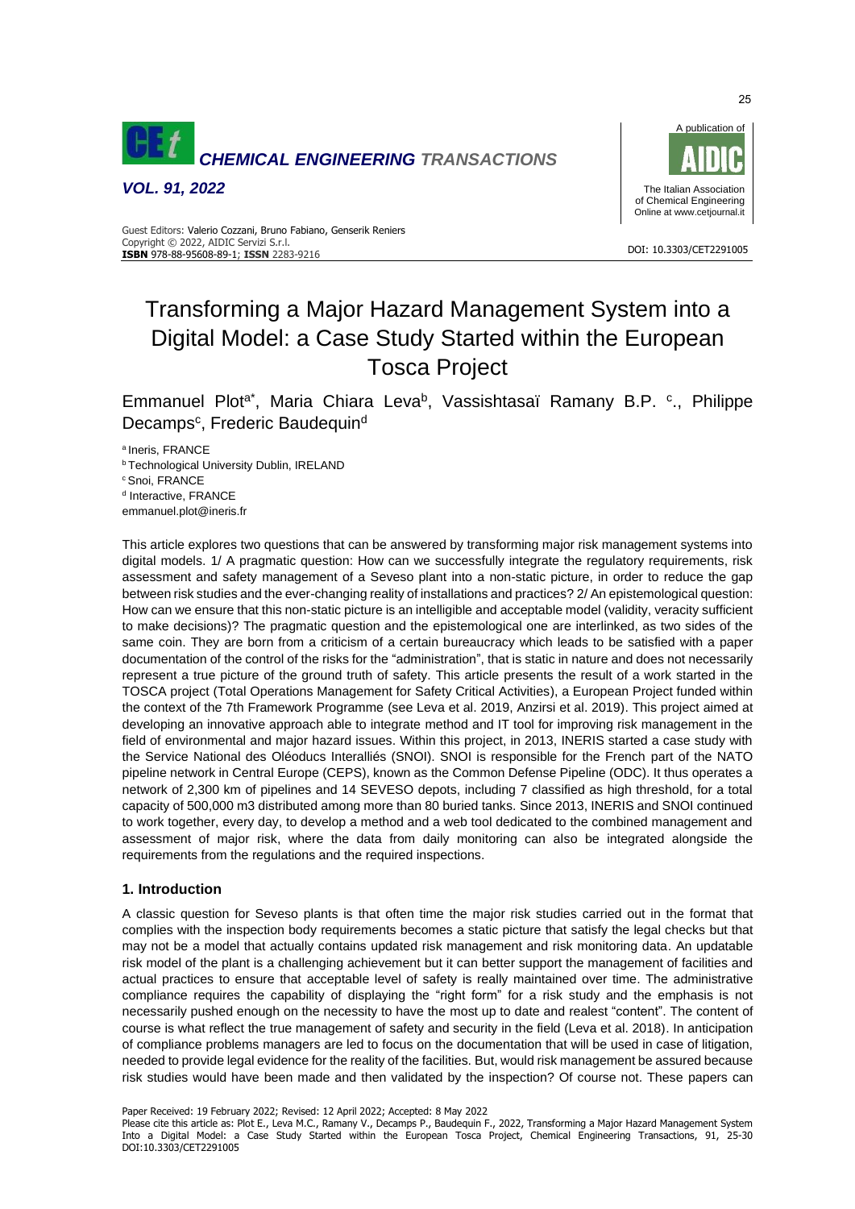# Transforming a Major Hazard Management System into a Digital Model: a Case Study Started within the European Tosca Project

Emmanuel Plot[a*], Maria Chiara Leva[b], Vassishtasaï Ramany B.P. [c]., Philippe Decamps[c], Frederic Baudequin[d]

[a] Ineris, FRANCE
[b] Technological University Dublin, IRELAND
[c] Snoi, FRANCE
[d] Interactive, FRANCE
emmanuel.plot@ineris.fr

This article explores two questions that can be answered by transforming major risk management systems into digital models. 1/ A pragmatic question: How can we successfully integrate the regulatory requirements, risk assessment and safety management of a Seveso plant into a non-static picture, in order to reduce the gap between risk studies and the ever-changing reality of installations and practices? 2/ An epistemological question: How can we ensure that this non-static picture is an intelligible and acceptable model (validity, veracity sufficient to make decisions)? The pragmatic question and the epistemological one are interlinked, as two sides of the same coin. They are born from a criticism of a certain bureaucracy which leads to be satisfied with a paper documentation of the control of the risks for the "administration", that is static in nature and does not necessarily represent a true picture of the ground truth of safety. This article presents the result of a work started in the TOSCA project (Total Operations Management for Safety Critical Activities), a European Project funded within the context of the 7th Framework Programme (see Leva et al. 2019, Anzirsi et al. 2019). This project aimed at developing an innovative approach able to integrate method and IT tool for improving risk management in the field of environmental and major hazard issues. Within this project, in 2013, INERIS started a case study with the Service National des Oléoducs Interalliés (SNOI). SNOI is responsible for the French part of the NATO pipeline network in Central Europe (CEPS), known as the Common Defense Pipeline (ODC). It thus operates a network of 2,300 km of pipelines and 14 SEVESO depots, including 7 classified as high threshold, for a total capacity of 500,000 m3 distributed among more than 80 buried tanks. Since 2013, INERIS and SNOI continued to work together, every day, to develop a method and a web tool dedicated to the combined management and assessment of major risk, where the data from daily monitoring can also be integrated alongside the requirements from the regulations and the required inspections.

## 1. Introduction

A classic question for Seveso plants is that often time the major risk studies carried out in the format that complies with the inspection body requirements becomes a static picture that satisfy the legal checks but that may not be a model that actually contains updated risk management and risk monitoring data. An updatable risk model of the plant is a challenging achievement but it can better support the management of facilities and actual practices to ensure that acceptable level of safety is really maintained over time. The administrative compliance requires the capability of displaying the "right form" for a risk study and the emphasis is not necessarily pushed enough on the necessity to have the most up to date and realest "content". The content of course is what reflect the true management of safety and security in the field (Leva et al. 2018). In anticipation of compliance problems managers are led to focus on the documentation that will be used in case of litigation, needed to provide legal evidence for the reality of the facilities. But, would risk management be assured because risk studies would have been made and then validated by the inspection? Of course not. These papers can

Paper Received: 19 February 2022; Revised: 12 April 2022; Accepted: 8 May 2022

Please cite this article as: Plot E., Leva M.C., Ramany V., Decamps P., Baudequin F., 2022, Transforming a Major Hazard Management System Into a Digital Model: a Case Study Started within the European Tosca Project, Chemical Engineering Transactions, 91, 25-30 DOI:10.3303/CET2291005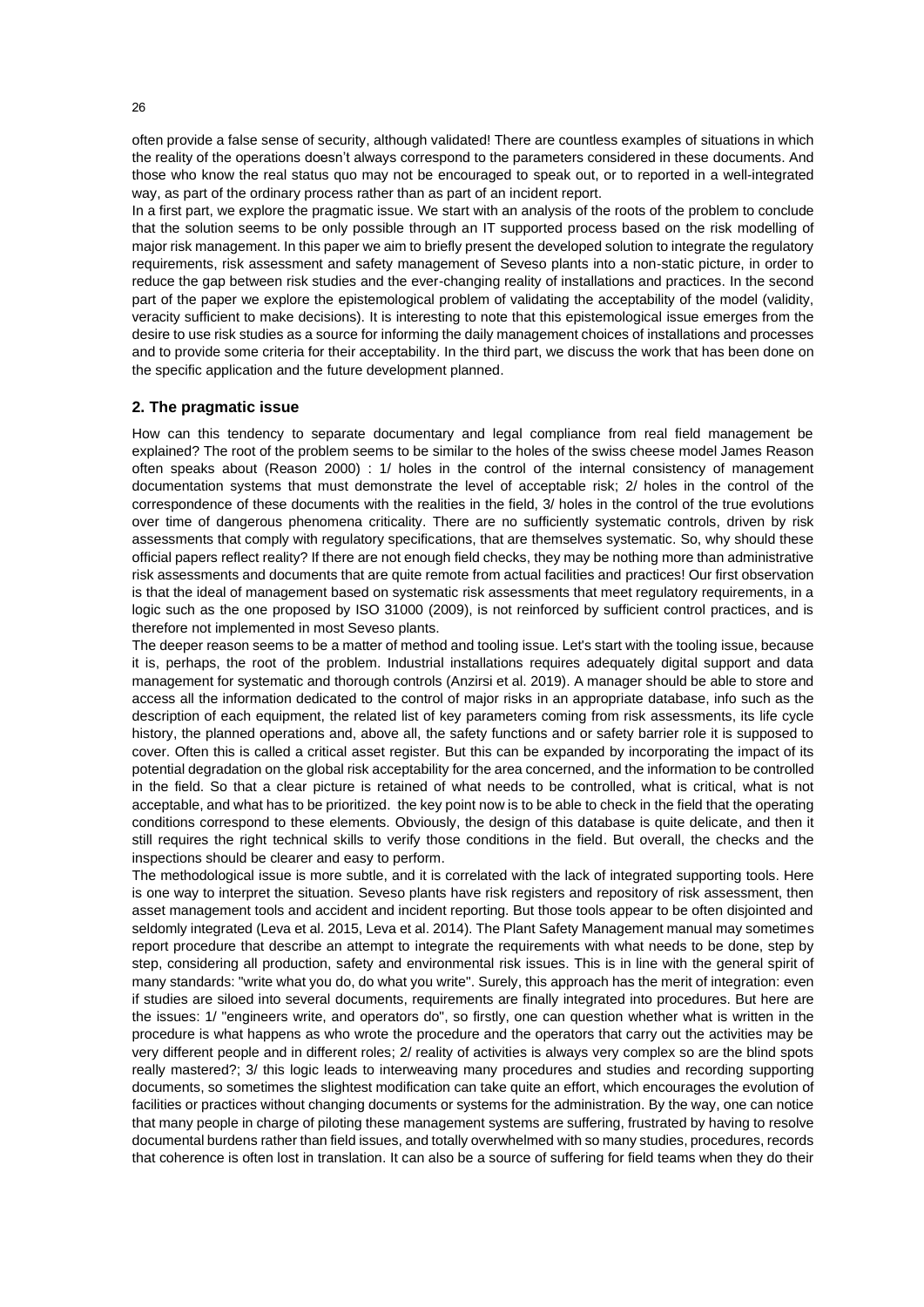often provide a false sense of security, although validated! There are countless examples of situations in which the reality of the operations doesn't always correspond to the parameters considered in these documents. And those who know the real status quo may not be encouraged to speak out, or to reported in a well-integrated way, as part of the ordinary process rather than as part of an incident report.

In a first part, we explore the pragmatic issue. We start with an analysis of the roots of the problem to conclude that the solution seems to be only possible through an IT supported process based on the risk modelling of major risk management. In this paper we aim to briefly present the developed solution to integrate the regulatory requirements, risk assessment and safety management of Seveso plants into a non-static picture, in order to reduce the gap between risk studies and the ever-changing reality of installations and practices. In the second part of the paper we explore the epistemological problem of validating the acceptability of the model (validity, veracity sufficient to make decisions). It is interesting to note that this epistemological issue emerges from the desire to use risk studies as a source for informing the daily management choices of installations and processes and to provide some criteria for their acceptability. In the third part, we discuss the work that has been done on the specific application and the future development planned.

## 2. The pragmatic issue

How can this tendency to separate documentary and legal compliance from real field management be explained? The root of the problem seems to be similar to the holes of the swiss cheese model James Reason often speaks about (Reason 2000) : 1/ holes in the control of the internal consistency of management documentation systems that must demonstrate the level of acceptable risk; 2/ holes in the control of the correspondence of these documents with the realities in the field, 3/ holes in the control of the true evolutions over time of dangerous phenomena criticality. There are no sufficiently systematic controls, driven by risk assessments that comply with regulatory specifications, that are themselves systematic. So, why should these official papers reflect reality? If there are not enough field checks, they may be nothing more than administrative risk assessments and documents that are quite remote from actual facilities and practices! Our first observation is that the ideal of management based on systematic risk assessments that meet regulatory requirements, in a logic such as the one proposed by ISO 31000 (2009), is not reinforced by sufficient control practices, and is therefore not implemented in most Seveso plants.

The deeper reason seems to be a matter of method and tooling issue. Let's start with the tooling issue, because it is, perhaps, the root of the problem. Industrial installations requires adequately digital support and data management for systematic and thorough controls (Anzirsi et al. 2019). A manager should be able to store and access all the information dedicated to the control of major risks in an appropriate database, info such as the description of each equipment, the related list of key parameters coming from risk assessments, its life cycle history, the planned operations and, above all, the safety functions and or safety barrier role it is supposed to cover. Often this is called a critical asset register. But this can be expanded by incorporating the impact of its potential degradation on the global risk acceptability for the area concerned, and the information to be controlled in the field. So that a clear picture is retained of what needs to be controlled, what is critical, what is not acceptable, and what has to be prioritized. the key point now is to be able to check in the field that the operating conditions correspond to these elements. Obviously, the design of this database is quite delicate, and then it still requires the right technical skills to verify those conditions in the field. But overall, the checks and the inspections should be clearer and easy to perform.

The methodological issue is more subtle, and it is correlated with the lack of integrated supporting tools. Here is one way to interpret the situation. Seveso plants have risk registers and repository of risk assessment, then asset management tools and accident and incident reporting. But those tools appear to be often disjointed and seldomly integrated (Leva et al. 2015, Leva et al. 2014). The Plant Safety Management manual may sometimes report procedure that describe an attempt to integrate the requirements with what needs to be done, step by step, considering all production, safety and environmental risk issues. This is in line with the general spirit of many standards: "write what you do, do what you write". Surely, this approach has the merit of integration: even if studies are siloed into several documents, requirements are finally integrated into procedures. But here are the issues: 1/ "engineers write, and operators do", so firstly, one can question whether what is written in the procedure is what happens as who wrote the procedure and the operators that carry out the activities may be very different people and in different roles; 2/ reality of activities is always very complex so are the blind spots really mastered?; 3/ this logic leads to interweaving many procedures and studies and recording supporting documents, so sometimes the slightest modification can take quite an effort, which encourages the evolution of facilities or practices without changing documents or systems for the administration. By the way, one can notice that many people in charge of piloting these management systems are suffering, frustrated by having to resolve documental burdens rather than field issues, and totally overwhelmed with so many studies, procedures, records that coherence is often lost in translation. It can also be a source of suffering for field teams when they do their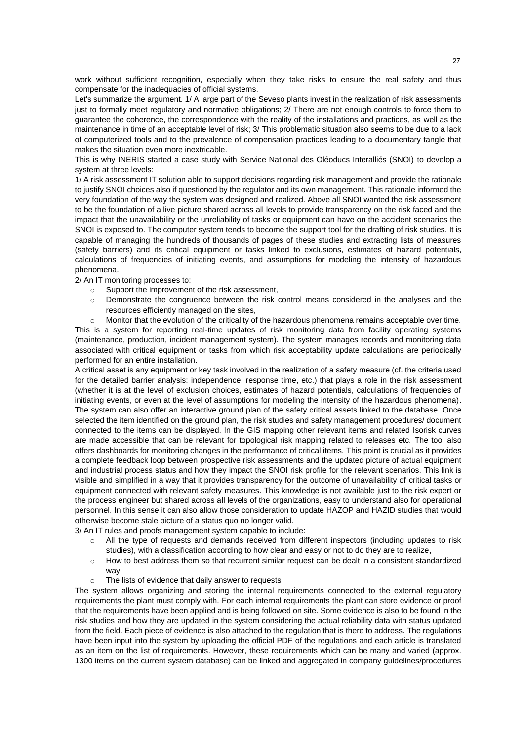work without sufficient recognition, especially when they take risks to ensure the real safety and thus compensate for the inadequacies of official systems.

Let's summarize the argument. 1/ A large part of the Seveso plants invest in the realization of risk assessments just to formally meet regulatory and normative obligations; 2/ There are not enough controls to force them to guarantee the coherence, the correspondence with the reality of the installations and practices, as well as the maintenance in time of an acceptable level of risk; 3/ This problematic situation also seems to be due to a lack of computerized tools and to the prevalence of compensation practices leading to a documentary tangle that makes the situation even more inextricable.

This is why INERIS started a case study with Service National des Oléoducs Interalliés (SNOI) to develop a system at three levels:

1/ A risk assessment IT solution able to support decisions regarding risk management and provide the rationale to justify SNOI choices also if questioned by the regulator and its own management. This rationale informed the very foundation of the way the system was designed and realized. Above all SNOI wanted the risk assessment to be the foundation of a live picture shared across all levels to provide transparency on the risk faced and the impact that the unavailability or the unreliability of tasks or equipment can have on the accident scenarios the SNOI is exposed to. The computer system tends to become the support tool for the drafting of risk studies. It is capable of managing the hundreds of thousands of pages of these studies and extracting lists of measures (safety barriers) and its critical equipment or tasks linked to exclusions, estimates of hazard potentials, calculations of frequencies of initiating events, and assumptions for modeling the intensity of hazardous phenomena.

2/ An IT monitoring processes to:

- Support the improvement of the risk assessment,
- Demonstrate the congruence between the risk control means considered in the analyses and the resources efficiently managed on the sites,
- Monitor that the evolution of the criticality of the hazardous phenomena remains acceptable over time.

This is a system for reporting real-time updates of risk monitoring data from facility operating systems (maintenance, production, incident management system). The system manages records and monitoring data associated with critical equipment or tasks from which risk acceptability update calculations are periodically performed for an entire installation.

A critical asset is any equipment or key task involved in the realization of a safety measure (cf. the criteria used for the detailed barrier analysis: independence, response time, etc.) that plays a role in the risk assessment (whether it is at the level of exclusion choices, estimates of hazard potentials, calculations of frequencies of initiating events, or even at the level of assumptions for modeling the intensity of the hazardous phenomena). The system can also offer an interactive ground plan of the safety critical assets linked to the database. Once selected the item identified on the ground plan, the risk studies and safety management procedures/ document connected to the items can be displayed. In the GIS mapping other relevant items and related Isorisk curves are made accessible that can be relevant for topological risk mapping related to releases etc. The tool also offers dashboards for monitoring changes in the performance of critical items. This point is crucial as it provides a complete feedback loop between prospective risk assessments and the updated picture of actual equipment and industrial process status and how they impact the SNOI risk profile for the relevant scenarios. This link is visible and simplified in a way that it provides transparency for the outcome of unavailability of critical tasks or equipment connected with relevant safety measures. This knowledge is not available just to the risk expert or the process engineer but shared across all levels of the organizations, easy to understand also for operational personnel. In this sense it can also allow those consideration to update HAZOP and HAZID studies that would otherwise become stale picture of a status quo no longer valid.

3/ An IT rules and proofs management system capable to include:

- All the type of requests and demands received from different inspectors (including updates to risk studies), with a classification according to how clear and easy or not to do they are to realize,
- How to best address them so that recurrent similar request can be dealt in a consistent standardized way
- The lists of evidence that daily answer to requests.

The system allows organizing and storing the internal requirements connected to the external regulatory requirements the plant must comply with. For each internal requirements the plant can store evidence or proof that the requirements have been applied and is being followed on site. Some evidence is also to be found in the risk studies and how they are updated in the system considering the actual reliability data with status updated from the field. Each piece of evidence is also attached to the regulation that is there to address. The regulations have been input into the system by uploading the official PDF of the regulations and each article is translated as an item on the list of requirements. However, these requirements which can be many and varied (approx. 1300 items on the current system database) can be linked and aggregated in company guidelines/procedures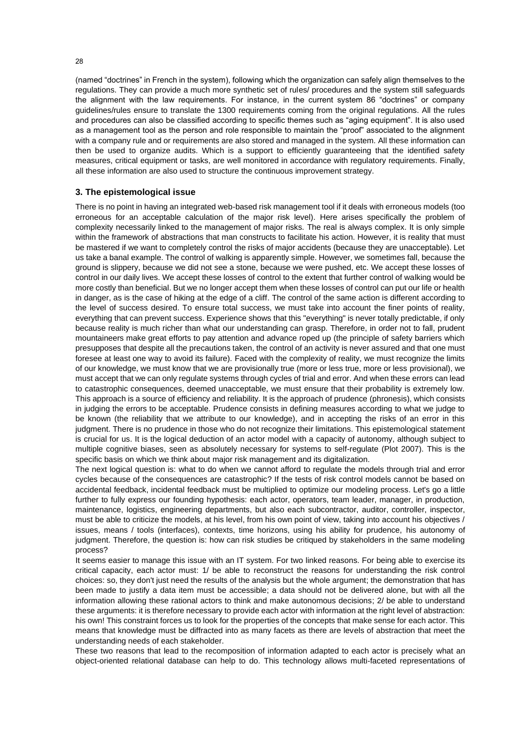(named "doctrines" in French in the system), following which the organization can safely align themselves to the regulations. They can provide a much more synthetic set of rules/ procedures and the system still safeguards the alignment with the law requirements. For instance, in the current system 86 "doctrines" or company guidelines/rules ensure to translate the 1300 requirements coming from the original regulations. All the rules and procedures can also be classified according to specific themes such as "aging equipment". It is also used as a management tool as the person and role responsible to maintain the "proof" associated to the alignment with a company rule and or requirements are also stored and managed in the system. All these information can then be used to organize audits. Which is a support to efficiently guaranteeing that the identified safety measures, critical equipment or tasks, are well monitored in accordance with regulatory requirements. Finally, all these information are also used to structure the continuous improvement strategy.

### 3. The epistemological issue

There is no point in having an integrated web-based risk management tool if it deals with erroneous models (too erroneous for an acceptable calculation of the major risk level). Here arises specifically the problem of complexity necessarily linked to the management of major risks. The real is always complex. It is only simple within the framework of abstractions that man constructs to facilitate his action. However, it is reality that must be mastered if we want to completely control the risks of major accidents (because they are unacceptable). Let us take a banal example. The control of walking is apparently simple. However, we sometimes fall, because the ground is slippery, because we did not see a stone, because we were pushed, etc. We accept these losses of control in our daily lives. We accept these losses of control to the extent that further control of walking would be more costly than beneficial. But we no longer accept them when these losses of control can put our life or health in danger, as is the case of hiking at the edge of a cliff. The control of the same action is different according to the level of success desired. To ensure total success, we must take into account the finer points of reality, everything that can prevent success. Experience shows that this "everything" is never totally predictable, if only because reality is much richer than what our understanding can grasp. Therefore, in order not to fall, prudent mountaineers make great efforts to pay attention and advance roped up (the principle of safety barriers which presupposes that despite all the precautions taken, the control of an activity is never assured and that one must foresee at least one way to avoid its failure). Faced with the complexity of reality, we must recognize the limits of our knowledge, we must know that we are provisionally true (more or less true, more or less provisional), we must accept that we can only regulate systems through cycles of trial and error. And when these errors can lead to catastrophic consequences, deemed unacceptable, we must ensure that their probability is extremely low. This approach is a source of efficiency and reliability. It is the approach of prudence (phronesis), which consists in judging the errors to be acceptable. Prudence consists in defining measures according to what we judge to be known (the reliability that we attribute to our knowledge), and in accepting the risks of an error in this judgment. There is no prudence in those who do not recognize their limitations. This epistemological statement is crucial for us. It is the logical deduction of an actor model with a capacity of autonomy, although subject to multiple cognitive biases, seen as absolutely necessary for systems to self-regulate (Plot 2007). This is the specific basis on which we think about major risk management and its digitalization.

The next logical question is: what to do when we cannot afford to regulate the models through trial and error cycles because of the consequences are catastrophic? If the tests of risk control models cannot be based on accidental feedback, incidental feedback must be multiplied to optimize our modeling process. Let's go a little further to fully express our founding hypothesis: each actor, operators, team leader, manager, in production, maintenance, logistics, engineering departments, but also each subcontractor, auditor, controller, inspector, must be able to criticize the models, at his level, from his own point of view, taking into account his objectives / issues, means / tools (interfaces), contexts, time horizons, using his ability for prudence, his autonomy of judgment. Therefore, the question is: how can risk studies be critiqued by stakeholders in the same modeling process?

It seems easier to manage this issue with an IT system. For two linked reasons. For being able to exercise its critical capacity, each actor must: 1/ be able to reconstruct the reasons for understanding the risk control choices: so, they don't just need the results of the analysis but the whole argument; the demonstration that has been made to justify a data item must be accessible; a data should not be delivered alone, but with all the information allowing these rational actors to think and make autonomous decisions; 2/ be able to understand these arguments: it is therefore necessary to provide each actor with information at the right level of abstraction: his own! This constraint forces us to look for the properties of the concepts that make sense for each actor. This means that knowledge must be diffracted into as many facets as there are levels of abstraction that meet the understanding needs of each stakeholder.

These two reasons that lead to the recomposition of information adapted to each actor is precisely what an object-oriented relational database can help to do. This technology allows multi-faceted representations of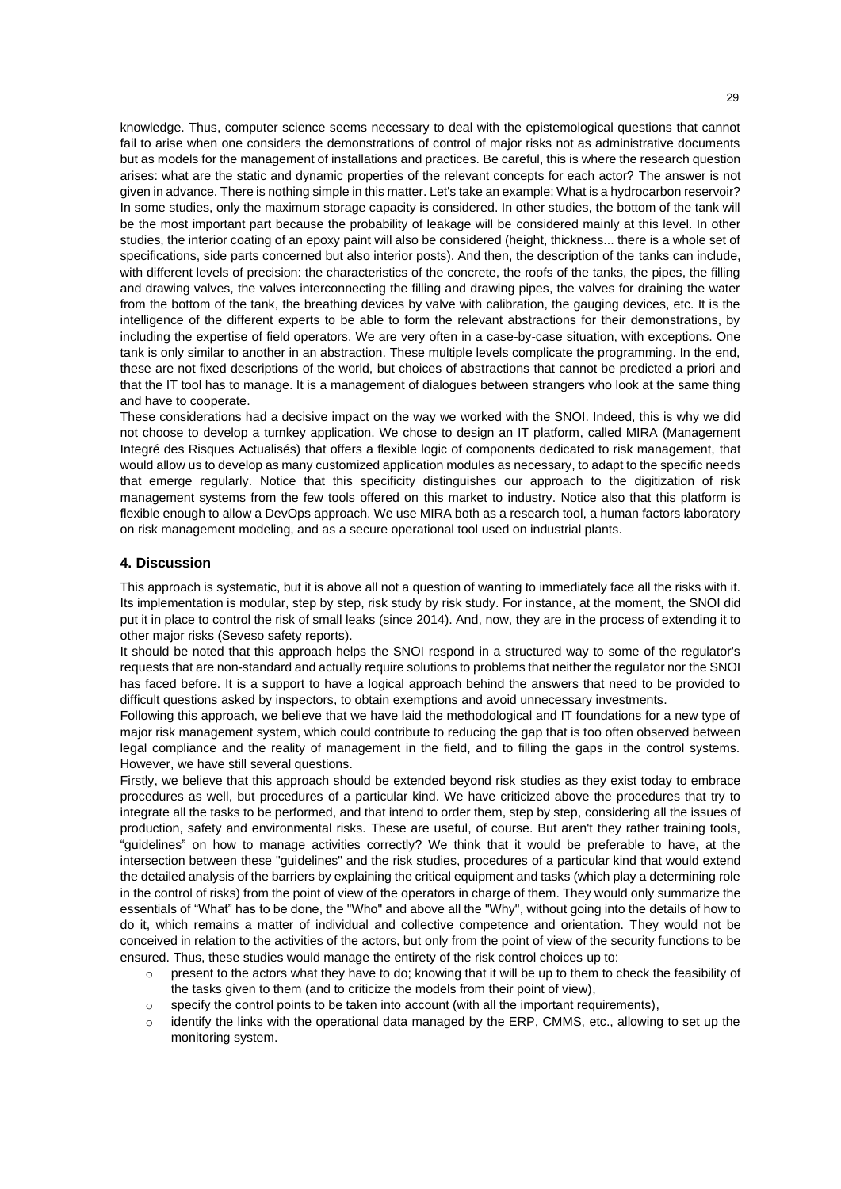knowledge. Thus, computer science seems necessary to deal with the epistemological questions that cannot fail to arise when one considers the demonstrations of control of major risks not as administrative documents but as models for the management of installations and practices. Be careful, this is where the research question arises: what are the static and dynamic properties of the relevant concepts for each actor? The answer is not given in advance. There is nothing simple in this matter. Let's take an example: What is a hydrocarbon reservoir? In some studies, only the maximum storage capacity is considered. In other studies, the bottom of the tank will be the most important part because the probability of leakage will be considered mainly at this level. In other studies, the interior coating of an epoxy paint will also be considered (height, thickness... there is a whole set of specifications, side parts concerned but also interior posts). And then, the description of the tanks can include, with different levels of precision: the characteristics of the concrete, the roofs of the tanks, the pipes, the filling and drawing valves, the valves interconnecting the filling and drawing pipes, the valves for draining the water from the bottom of the tank, the breathing devices by valve with calibration, the gauging devices, etc. It is the intelligence of the different experts to be able to form the relevant abstractions for their demonstrations, by including the expertise of field operators. We are very often in a case-by-case situation, with exceptions. One tank is only similar to another in an abstraction. These multiple levels complicate the programming. In the end, these are not fixed descriptions of the world, but choices of abstractions that cannot be predicted a priori and that the IT tool has to manage. It is a management of dialogues between strangers who look at the same thing and have to cooperate.

These considerations had a decisive impact on the way we worked with the SNOI. Indeed, this is why we did not choose to develop a turnkey application. We chose to design an IT platform, called MIRA (Management Integré des Risques Actualisés) that offers a flexible logic of components dedicated to risk management, that would allow us to develop as many customized application modules as necessary, to adapt to the specific needs that emerge regularly. Notice that this specificity distinguishes our approach to the digitization of risk management systems from the few tools offered on this market to industry. Notice also that this platform is flexible enough to allow a DevOps approach. We use MIRA both as a research tool, a human factors laboratory on risk management modeling, and as a secure operational tool used on industrial plants.

## 4. Discussion

This approach is systematic, but it is above all not a question of wanting to immediately face all the risks with it. Its implementation is modular, step by step, risk study by risk study. For instance, at the moment, the SNOI did put it in place to control the risk of small leaks (since 2014). And, now, they are in the process of extending it to other major risks (Seveso safety reports).

It should be noted that this approach helps the SNOI respond in a structured way to some of the regulator's requests that are non-standard and actually require solutions to problems that neither the regulator nor the SNOI has faced before. It is a support to have a logical approach behind the answers that need to be provided to difficult questions asked by inspectors, to obtain exemptions and avoid unnecessary investments.

Following this approach, we believe that we have laid the methodological and IT foundations for a new type of major risk management system, which could contribute to reducing the gap that is too often observed between legal compliance and the reality of management in the field, and to filling the gaps in the control systems. However, we have still several questions.

Firstly, we believe that this approach should be extended beyond risk studies as they exist today to embrace procedures as well, but procedures of a particular kind. We have criticized above the procedures that try to integrate all the tasks to be performed, and that intend to order them, step by step, considering all the issues of production, safety and environmental risks. These are useful, of course. But aren't they rather training tools, "guidelines" on how to manage activities correctly? We think that it would be preferable to have, at the intersection between these "guidelines" and the risk studies, procedures of a particular kind that would extend the detailed analysis of the barriers by explaining the critical equipment and tasks (which play a determining role in the control of risks) from the point of view of the operators in charge of them. They would only summarize the essentials of "What" has to be done, the "Who" and above all the "Why", without going into the details of how to do it, which remains a matter of individual and collective competence and orientation. They would not be conceived in relation to the activities of the actors, but only from the point of view of the security functions to be ensured. Thus, these studies would manage the entirety of the risk control choices up to:

- present to the actors what they have to do; knowing that it will be up to them to check the feasibility of the tasks given to them (and to criticize the models from their point of view),
- specify the control points to be taken into account (with all the important requirements),
- identify the links with the operational data managed by the ERP, CMMS, etc., allowing to set up the monitoring system.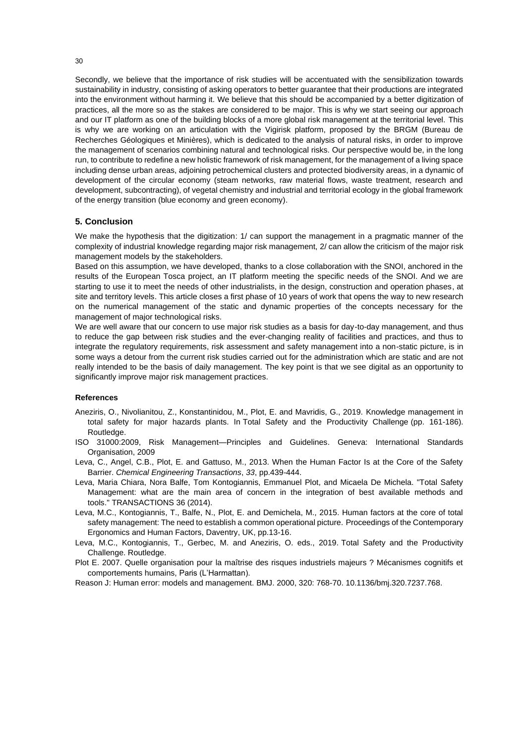Secondly, we believe that the importance of risk studies will be accentuated with the sensibilization towards sustainability in industry, consisting of asking operators to better guarantee that their productions are integrated into the environment without harming it. We believe that this should be accompanied by a better digitization of practices, all the more so as the stakes are considered to be major. This is why we start seeing our approach and our IT platform as one of the building blocks of a more global risk management at the territorial level. This is why we are working on an articulation with the Vigirisk platform, proposed by the BRGM (Bureau de Recherches Géologiques et Minières), which is dedicated to the analysis of natural risks, in order to improve the management of scenarios combining natural and technological risks. Our perspective would be, in the long run, to contribute to redefine a new holistic framework of risk management, for the management of a living space including dense urban areas, adjoining petrochemical clusters and protected biodiversity areas, in a dynamic of development of the circular economy (steam networks, raw material flows, waste treatment, research and development, subcontracting), of vegetal chemistry and industrial and territorial ecology in the global framework of the energy transition (blue economy and green economy).

## 5. Conclusion

We make the hypothesis that the digitization: 1/ can support the management in a pragmatic manner of the complexity of industrial knowledge regarding major risk management, 2/ can allow the criticism of the major risk management models by the stakeholders.

Based on this assumption, we have developed, thanks to a close collaboration with the SNOI, anchored in the results of the European Tosca project, an IT platform meeting the specific needs of the SNOI. And we are starting to use it to meet the needs of other industrialists, in the design, construction and operation phases, at site and territory levels. This article closes a first phase of 10 years of work that opens the way to new research on the numerical management of the static and dynamic properties of the concepts necessary for the management of major technological risks.

We are well aware that our concern to use major risk studies as a basis for day-to-day management, and thus to reduce the gap between risk studies and the ever-changing reality of facilities and practices, and thus to integrate the regulatory requirements, risk assessment and safety management into a non-static picture, is in some ways a detour from the current risk studies carried out for the administration which are static and are not really intended to be the basis of daily management. The key point is that we see digital as an opportunity to significantly improve major risk management practices.

### References

Aneziris, O., Nivolianitou, Z., Konstantinidou, M., Plot, E. and Mavridis, G., 2019. Knowledge management in total safety for major hazards plants. In Total Safety and the Productivity Challenge (pp. 161-186). Routledge.

ISO 31000:2009, Risk Management—Principles and Guidelines. Geneva: International Standards Organisation, 2009

Leva, C., Angel, C.B., Plot, E. and Gattuso, M., 2013. When the Human Factor Is at the Core of the Safety Barrier. *Chemical Engineering Transactions*, *33*, pp.439-444.

Leva, Maria Chiara, Nora Balfe, Tom Kontogiannis, Emmanuel Plot, and Micaela De Michela. "Total Safety Management: what are the main area of concern in the integration of best available methods and tools." TRANSACTIONS 36 (2014).

Leva, M.C., Kontogiannis, T., Balfe, N., Plot, E. and Demichela, M., 2015. Human factors at the core of total safety management: The need to establish a common operational picture. Proceedings of the Contemporary Ergonomics and Human Factors, Daventry, UK, pp.13-16.

Leva, M.C., Kontogiannis, T., Gerbec, M. and Aneziris, O. eds., 2019. Total Safety and the Productivity Challenge. Routledge.

Plot E. 2007. Quelle organisation pour la maîtrise des risques industriels majeurs ? Mécanismes cognitifs et comportements humains, Paris (L'Harmattan).

Reason J: Human error: models and management. BMJ. 2000, 320: 768-70. 10.1136/bmj.320.7237.768.